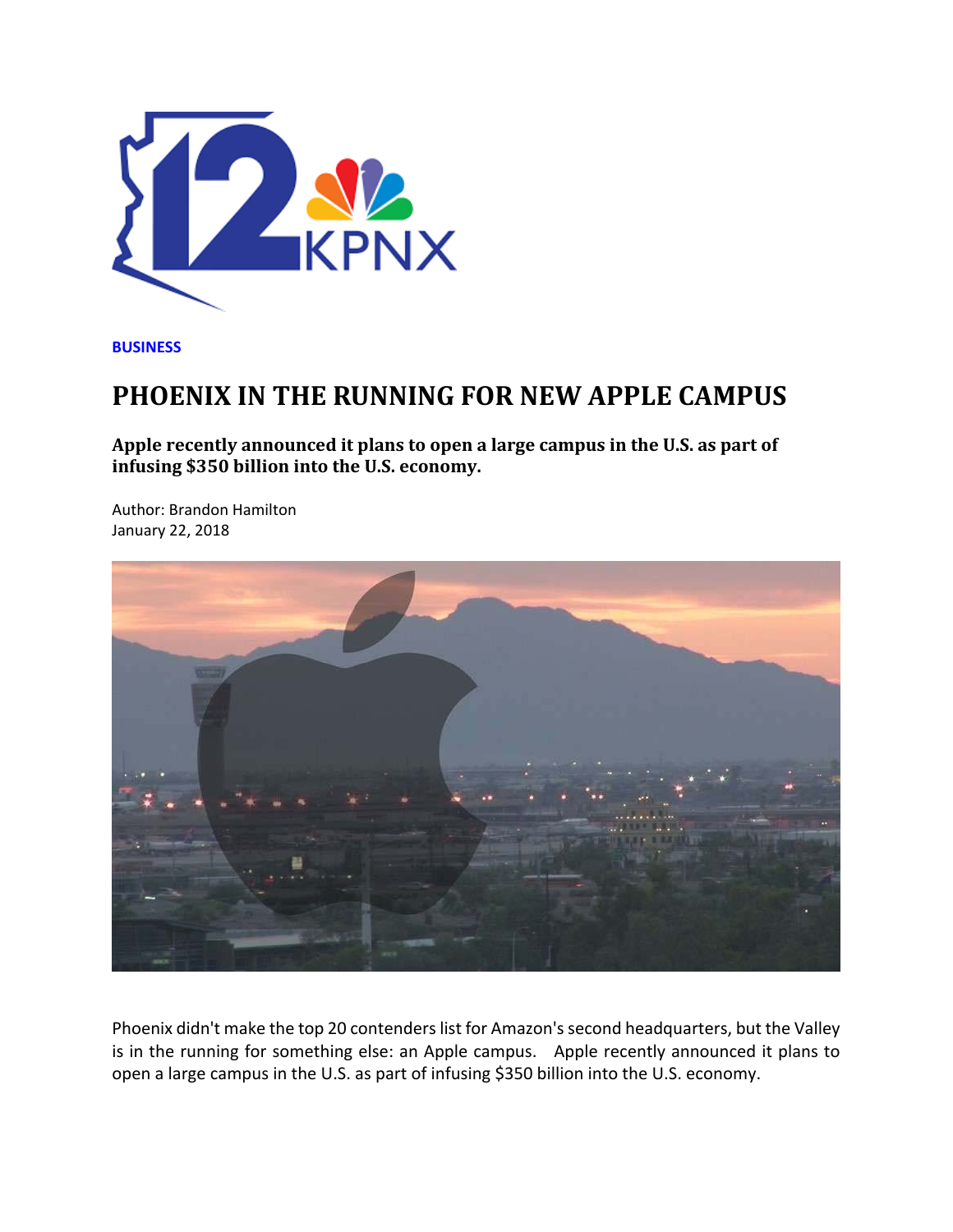BUSINESS

# PHOENIX IN THE RUNNING FOR NEW APPLE CAMPUS

**Apple recently announced it plans to open a large campus in the U.S. as part of infusing $350 billion into the U.S. economy.**

Author: Brandon Hamilton
January 22, 2018

Phoenix didn't make the top 20 contenders list for Amazon's second headquarters, but the Valley is in the running for something else: an Apple campus. Apple recently announced it plans to open a large campus in the U.S. as part of infusing $350 billion into the U.S. economy.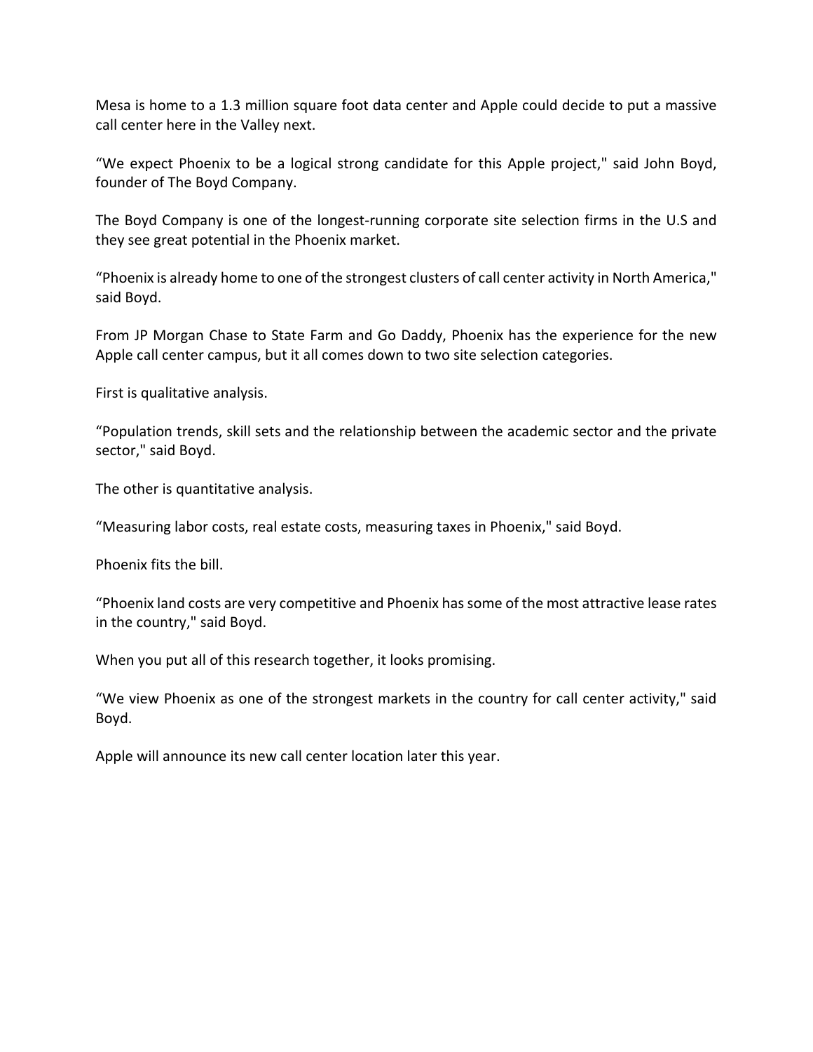Mesa is home to a 1.3 million square foot data center and Apple could decide to put a massive call center here in the Valley next.

“We expect Phoenix to be a logical strong candidate for this Apple project," said John Boyd, founder of The Boyd Company.

The Boyd Company is one of the longest-running corporate site selection firms in the U.S and they see great potential in the Phoenix market.

“Phoenix is already home to one of the strongest clusters of call center activity in North America," said Boyd.

From JP Morgan Chase to State Farm and Go Daddy, Phoenix has the experience for the new Apple call center campus, but it all comes down to two site selection categories.

First is qualitative analysis.

“Population trends, skill sets and the relationship between the academic sector and the private sector," said Boyd.

The other is quantitative analysis.

“Measuring labor costs, real estate costs, measuring taxes in Phoenix," said Boyd.

Phoenix fits the bill.

“Phoenix land costs are very competitive and Phoenix has some of the most attractive lease rates in the country," said Boyd.

When you put all of this research together, it looks promising.

“We view Phoenix as one of the strongest markets in the country for call center activity," said Boyd.

Apple will announce its new call center location later this year.